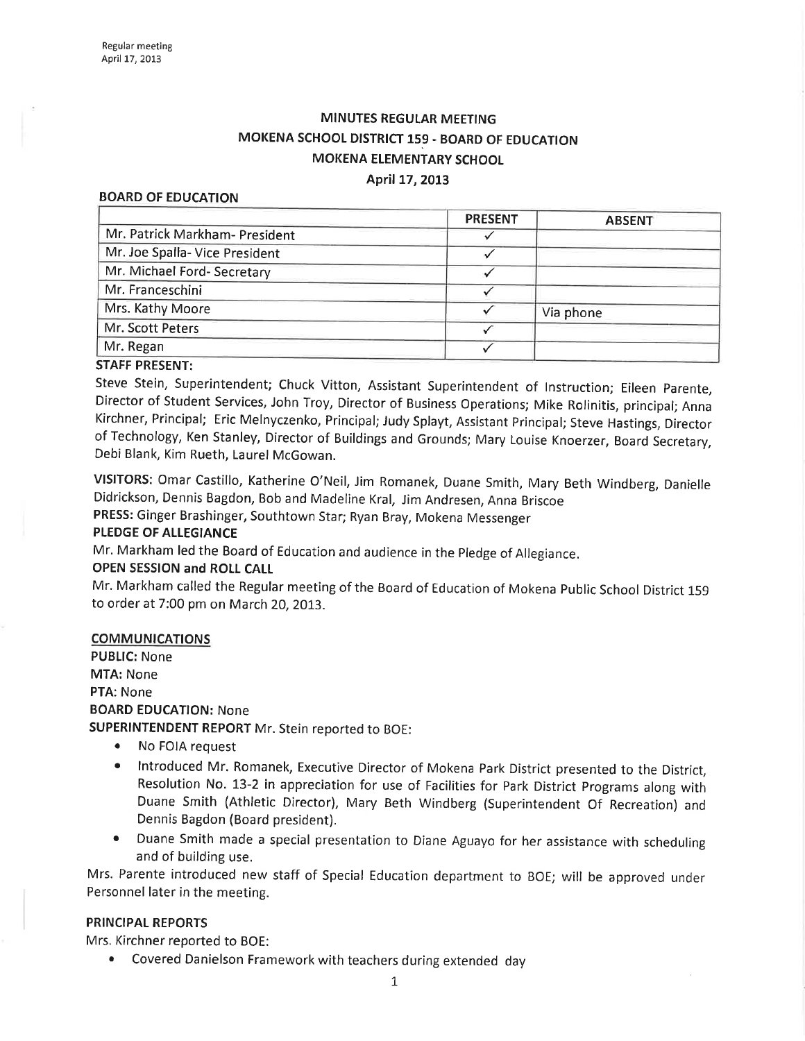# MINUTES REGULAR MEETING
## MOKENA SCHOOL DISTRICT 159 - BOARD OF EDUCATION
## MOKENA ELEMENTARY SCHOOL
## April 17, 2013

**BOARD OF EDUCATION**

| | PRESENT | ABSENT |
|---|---|---|
| Mr. Patrick Markham- President | ✓ | |
| Mr. Joe Spalla- Vice President | ✓ | |
| Mr. Michael Ford- Secretary | ✓ | |
| Mr. Franceschini | ✓ | |
| Mrs. Kathy Moore | ✓ | Via phone |
| Mr. Scott Peters | ✓ | |
| Mr. Regan | ✓ | |

**STAFF PRESENT:**

Steve Stein, Superintendent; Chuck Vitton, Assistant Superintendent of Instruction; Eileen Parente, Director of Student Services, John Troy, Director of Business Operations; Mike Rolinitis, principal; Anna Kirchner, Principal; Eric Melnyczenko, Principal; Judy Splayt, Assistant Principal; Steve Hastings, Director of Technology, Ken Stanley, Director of Buildings and Grounds; Mary Louise Knoerzer, Board Secretary, Debi Blank, Kim Rueth, Laurel McGowan.

**VISITORS:** Omar Castillo, Katherine O'Neil, Jim Romanek, Duane Smith, Mary Beth Windberg, Danielle Didrickson, Dennis Bagdon, Bob and Madeline Kral, Jim Andresen, Anna Briscoe

**PRESS:** Ginger Brashinger, Southtown Star; Ryan Bray, Mokena Messenger

**PLEDGE OF ALLEGIANCE**

Mr. Markham led the Board of Education and audience in the Pledge of Allegiance.

**OPEN SESSION and ROLL CALL**

Mr. Markham called the Regular meeting of the Board of Education of Mokena Public School District 159 to order at 7:00 pm on March 20, 2013.

**COMMUNICATIONS**

**PUBLIC:** None

**MTA:** None

**PTA:** None

**BOARD EDUCATION:** None

**SUPERINTENDENT REPORT** Mr. Stein reported to BOE:

- No FOIA request
- Introduced Mr. Romanek, Executive Director of Mokena Park District presented to the District, Resolution No. 13-2 in appreciation for use of Facilities for Park District Programs along with Duane Smith (Athletic Director), Mary Beth Windberg (Superintendent Of Recreation) and Dennis Bagdon (Board president).
- Duane Smith made a special presentation to Diane Aguayo for her assistance with scheduling and of building use.

Mrs. Parente introduced new staff of Special Education department to BOE; will be approved under Personnel later in the meeting.

**PRINCIPAL REPORTS**

Mrs. Kirchner reported to BOE:

- Covered Danielson Framework with teachers during extended day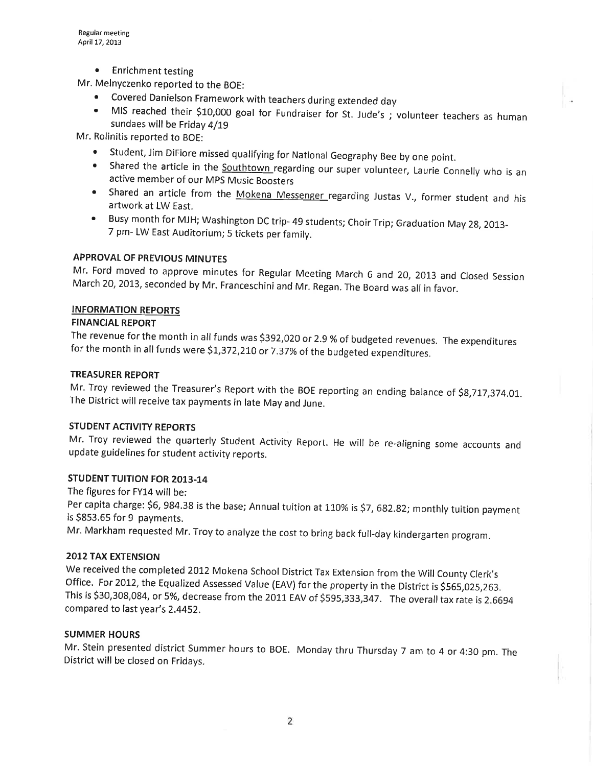- Enrichment testing

Mr. Melnyczenko reported to the BOE:

- Covered Danielson Framework with teachers during extended day
- MIS reached their $10,000 goal for Fundraiser for St. Jude's ; volunteer teachers as human sundaes will be Friday 4/19

Mr. Rolinitis reported to BOE:

- Student, Jim DiFiore missed qualifying for National Geography Bee by one point.
- Shared the article in the Southtown regarding our super volunteer, Laurie Connelly who is an active member of our MPS Music Boosters
- Shared an article from the Mokena Messenger regarding Justas V., former student and his artwork at LW East.
- Busy month for MJH; Washington DC trip- 49 students; Choir Trip; Graduation May 28, 2013- 7 pm- LW East Auditorium; 5 tickets per family.

## APPROVAL OF PREVIOUS MINUTES

Mr. Ford moved to approve minutes for Regular Meeting March 6 and 20, 2013 and Closed Session March 20, 2013, seconded by Mr. Franceschini and Mr. Regan. The Board was all in favor.

## INFORMATION REPORTS

### FINANCIAL REPORT

The revenue for the month in all funds was $392,020 or 2.9 % of budgeted revenues. The expenditures for the month in all funds were $1,372,210 or 7.37% of the budgeted expenditures.

### TREASURER REPORT

Mr. Troy reviewed the Treasurer's Report with the BOE reporting an ending balance of $8,717,374.01. The District will receive tax payments in late May and June.

### STUDENT ACTIVITY REPORTS

Mr. Troy reviewed the quarterly Student Activity Report. He will be re-aligning some accounts and update guidelines for student activity reports.

### STUDENT TUITION FOR 2013-14

The figures for FY14 will be:

Per capita charge: $6, 984.38 is the base; Annual tuition at 110% is $7, 682.82; monthly tuition payment is $853.65 for 9 payments.

Mr. Markham requested Mr. Troy to analyze the cost to bring back full-day kindergarten program.

### 2012 TAX EXTENSION

We received the completed 2012 Mokena School District Tax Extension from the Will County Clerk's Office. For 2012, the Equalized Assessed Value (EAV) for the property in the District is $565,025,263. This is $30,308,084, or 5%, decrease from the 2011 EAV of $595,333,347. The overall tax rate is 2.6694 compared to last year's 2.4452.

### SUMMER HOURS

Mr. Stein presented district Summer hours to BOE. Monday thru Thursday 7 am to 4 or 4:30 pm. The District will be closed on Fridays.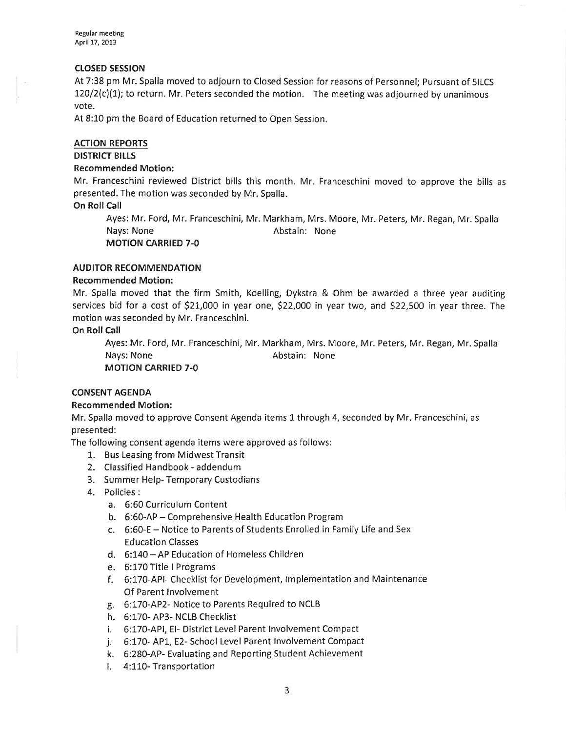**CLOSED SESSION**

At 7:38 pm Mr. Spalla moved to adjourn to Closed Session for reasons of Personnel; Pursuant of 5ILCS 120/2(c)(1); to return. Mr. Peters seconded the motion. The meeting was adjourned by unanimous vote.

At 8:10 pm the Board of Education returned to Open Session.

**ACTION REPORTS**

**DISTRICT BILLS**

**Recommended Motion:**

Mr. Franceschini reviewed District bills this month. Mr. Franceschini moved to approve the bills as presented. The motion was seconded by Mr. Spalla.

**On Roll Call**

Ayes: Mr. Ford, Mr. Franceschini, Mr. Markham, Mrs. Moore, Mr. Peters, Mr. Regan, Mr. Spalla
Nays: None Abstain: None
**MOTION CARRIED 7-0**

**AUDITOR RECOMMENDATION**

**Recommended Motion:**

Mr. Spalla moved that the firm Smith, Koelling, Dykstra & Ohm be awarded a three year auditing services bid for a cost of $21,000 in year one, $22,000 in year two, and $22,500 in year three. The motion was seconded by Mr. Franceschini.

**On Roll Call**

Ayes: Mr. Ford, Mr. Franceschini, Mr. Markham, Mrs. Moore, Mr. Peters, Mr. Regan, Mr. Spalla
Nays: None Abstain: None
**MOTION CARRIED 7-0**

**CONSENT AGENDA**

**Recommended Motion:**

Mr. Spalla moved to approve Consent Agenda items 1 through 4, seconded by Mr. Franceschini, as presented:

The following consent agenda items were approved as follows:

1. Bus Leasing from Midwest Transit
2. Classified Handbook - addendum
3. Summer Help- Temporary Custodians
4. Policies :
   a. 6:60 Curriculum Content
   b. 6:60-AP – Comprehensive Health Education Program
   c. 6:60-E – Notice to Parents of Students Enrolled in Family Life and Sex Education Classes
   d. 6:140 – AP Education of Homeless Children
   e. 6:170 Title I Programs
   f. 6:170-API- Checklist for Development, Implementation and Maintenance Of Parent Involvement
   g. 6:170-AP2- Notice to Parents Required to NCLB
   h. 6:170- AP3- NCLB Checklist
   i. 6:170-API, EI- District Level Parent Involvement Compact
   j. 6:170- AP1, E2- School Level Parent Involvement Compact
   k. 6:280-AP- Evaluating and Reporting Student Achievement
   l. 4:110- Transportation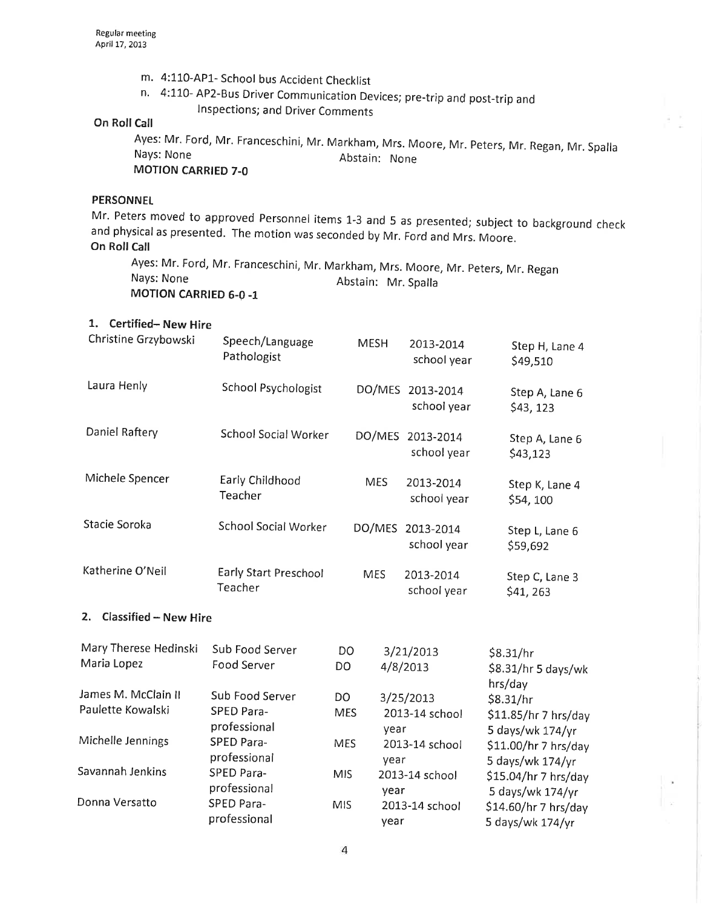m. 4:110-AP1- School bus Accident Checklist

n. 4:110- AP2-Bus Driver Communication Devices; pre-trip and post-trip and Inspections; and Driver Comments

**On Roll Call**

Ayes: Mr. Ford, Mr. Franceschini, Mr. Markham, Mrs. Moore, Mr. Peters, Mr. Regan, Mr. Spalla
Nays: None Abstain: None
**MOTION CARRIED 7-0**

**PERSONNEL**

Mr. Peters moved to approved Personnel items 1-3 and 5 as presented; subject to background check and physical as presented. The motion was seconded by Mr. Ford and Mrs. Moore.

**On Roll Call**

Ayes: Mr. Ford, Mr. Franceschini, Mr. Markham, Mrs. Moore, Mr. Peters, Mr. Regan
Nays: None Abstain: Mr. Spalla
**MOTION CARRIED 6-0 -1**

**1. Certified– New Hire**

| | | | | |
|---|---|---|---|---|
| Christine Grzybowski | Speech/Language Pathologist | MESH | 2013-2014 school year | Step H, Lane 4 $49,510 |
| Laura Henly | School Psychologist | DO/MES | 2013-2014 school year | Step A, Lane 6 $43, 123 |
| Daniel Raftery | School Social Worker | DO/MES | 2013-2014 school year | Step A, Lane 6 $43,123 |
| Michele Spencer | Early Childhood Teacher | MES | 2013-2014 school year | Step K, Lane 4 $54, 100 |
| Stacie Soroka | School Social Worker | DO/MES | 2013-2014 school year | Step L, Lane 6 $59,692 |
| Katherine O'Neil | Early Start Preschool Teacher | MES | 2013-2014 school year | Step C, Lane 3 $41, 263 |

**2. Classified – New Hire**

| | | | | |
|---|---|---|---|---|
| Mary Therese Hedinski | Sub Food Server | DO | 3/21/2013 | $8.31/hr |
| Maria Lopez | Food Server | DO | 4/8/2013 | $8.31/hr 5 days/wk hrs/day |
| James M. McClain II | Sub Food Server | DO | 3/25/2013 | $8.31/hr |
| Paulette Kowalski | SPED Para-professional | MES | 2013-14 school year | $11.85/hr 7 hrs/day 5 days/wk 174/yr |
| Michelle Jennings | SPED Para-professional | MES | 2013-14 school year | $11.00/hr 7 hrs/day 5 days/wk 174/yr |
| Savannah Jenkins | SPED Para-professional | MIS | 2013-14 school year | $15.04/hr 7 hrs/day 5 days/wk 174/yr |
| Donna Versatto | SPED Para-professional | MIS | 2013-14 school year | $14.60/hr 7 hrs/day 5 days/wk 174/yr |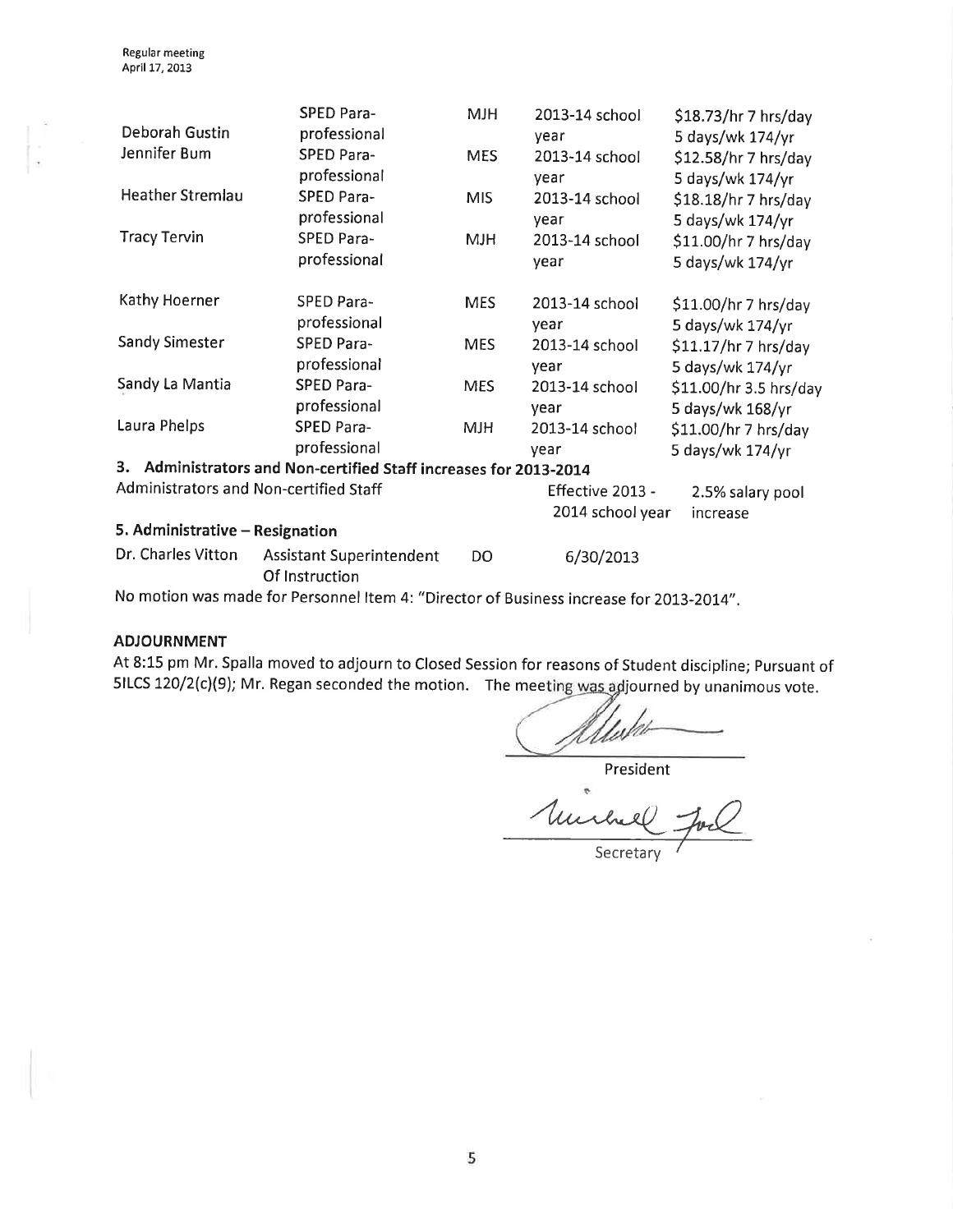| | | | | |
|---|---|---|---|---|
| Deborah Gustin | SPED Para-professional | MJH | 2013-14 school year | $18.73/hr 7 hrs/day 5 days/wk 174/yr |
| Jennifer Bum | SPED Para-professional | MES | 2013-14 school year | $12.58/hr 7 hrs/day 5 days/wk 174/yr |
| Heather Stremlau | SPED Para-professional | MIS | 2013-14 school year | $18.18/hr 7 hrs/day 5 days/wk 174/yr |
| Tracy Tervin | SPED Para-professional | MJH | 2013-14 school year | $11.00/hr 7 hrs/day 5 days/wk 174/yr |
| Kathy Hoerner | SPED Para-professional | MES | 2013-14 school year | $11.00/hr 7 hrs/day 5 days/wk 174/yr |
| Sandy Simester | SPED Para-professional | MES | 2013-14 school year | $11.17/hr 7 hrs/day 5 days/wk 174/yr |
| Sandy La Mantia | SPED Para-professional | MES | 2013-14 school year | $11.00/hr 3.5 hrs/day 5 days/wk 168/yr |
| Laura Phelps | SPED Para-professional | MJH | 2013-14 school year | $11.00/hr 7 hrs/day 5 days/wk 174/yr |

**3. Administrators and Non-certified Staff increases for 2013-2014**

| | | |
|---|---|---|
| Administrators and Non-certified Staff | Effective 2013 - 2014 school year | 2.5% salary pool increase |

**5. Administrative – Resignation**

| | | | |
|---|---|---|---|
| Dr. Charles Vitton | Assistant Superintendent Of Instruction | DO | 6/30/2013 |

No motion was made for Personnel Item 4: "Director of Business increase for 2013-2014".

**ADJOURNMENT**

At 8:15 pm Mr. Spalla moved to adjourn to Closed Session for reasons of Student discipline; Pursuant of 5ILCS 120/2(c)(9); Mr. Regan seconded the motion. The meeting was adjourned by unanimous vote.

President

Secretary